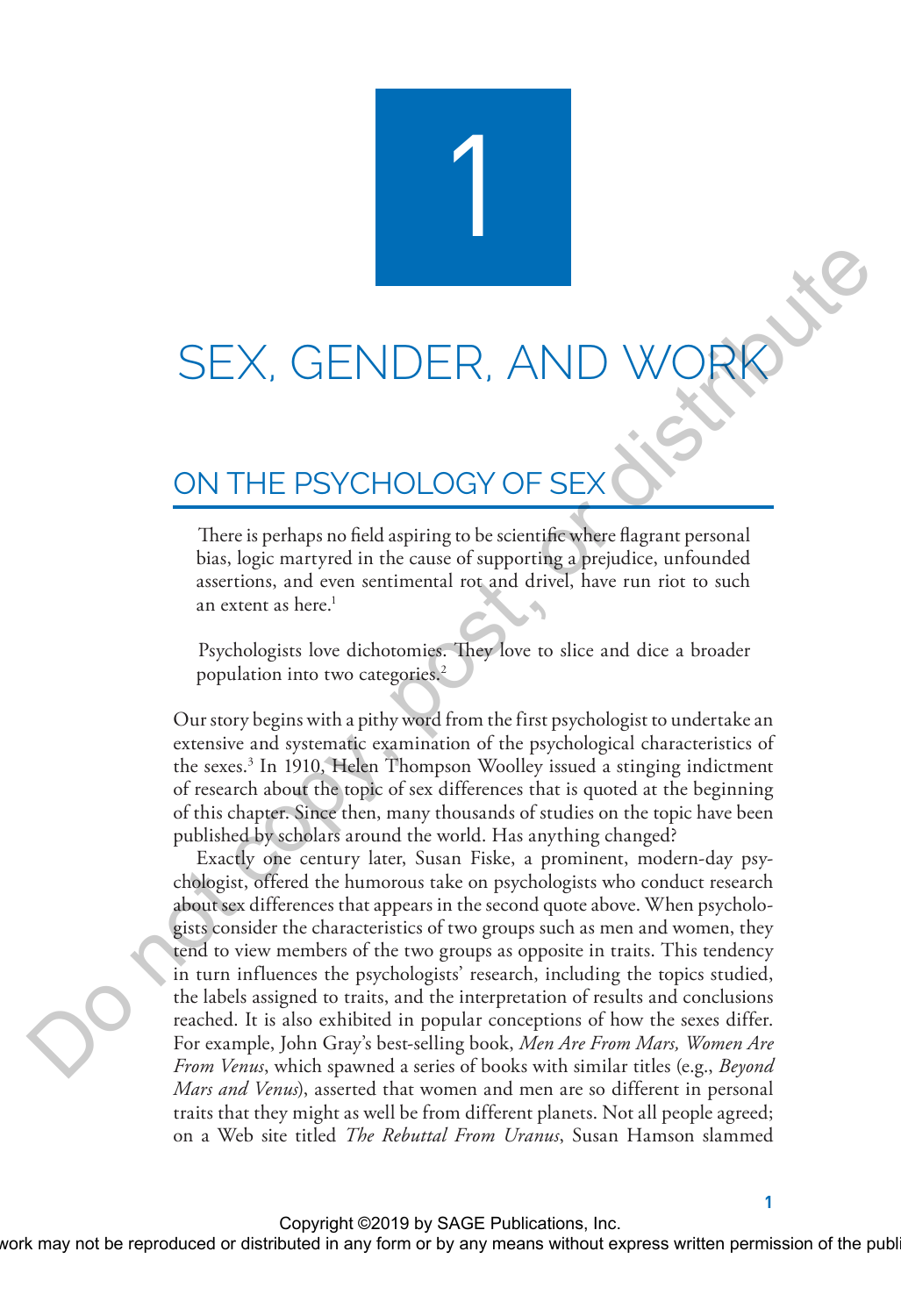# 1

# SEX, GENDER, AND WORK

## ON THE PSYCHOLOGY OF SEX

> There is perhaps no field aspiring to be scientific where flagrant personal bias, logic martyred in the cause of supporting a prejudice, unfounded assertions, and even sentimental rot and drivel, have run riot to such an extent as here.[1]

> Psychologists love dichotomies. They love to slice and dice a broader population into two categories.[2]

Our story begins with a pithy word from the first psychologist to undertake an extensive and systematic examination of the psychological characteristics of the sexes.[3] In 1910, Helen Thompson Woolley issued a stinging indictment of research about the topic of sex differences that is quoted at the beginning of this chapter. Since then, many thousands of studies on the topic have been published by scholars around the world. Has anything changed?

Exactly one century later, Susan Fiske, a prominent, modern-day psychologist, offered the humorous take on psychologists who conduct research about sex differences that appears in the second quote above. When psychologists consider the characteristics of two groups such as men and women, they tend to view members of the two groups as opposite in traits. This tendency in turn influences the psychologists' research, including the topics studied, the labels assigned to traits, and the interpretation of results and conclusions reached. It is also exhibited in popular conceptions of how the sexes differ. For example, John Gray's best-selling book, *Men Are From Mars, Women Are From Venus*, which spawned a series of books with similar titles (e.g., *Beyond Mars and Venus*), asserted that women and men are so different in personal traits that they might as well be from different planets. Not all people agreed; on a Web site titled *The Rebuttal From Uranus*, Susan Hamson slammed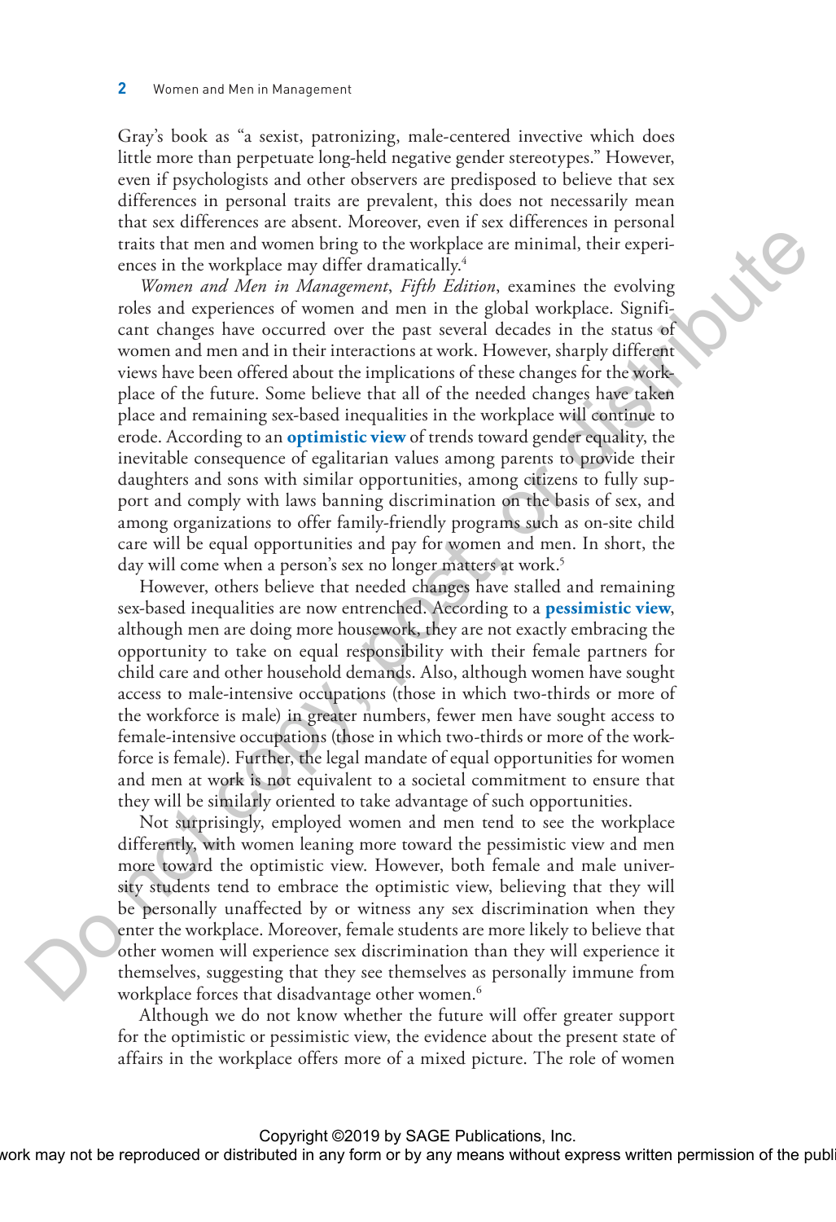Gray's book as "a sexist, patronizing, male-centered invective which does little more than perpetuate long-held negative gender stereotypes." However, even if psychologists and other observers are predisposed to believe that sex differences in personal traits are prevalent, this does not necessarily mean that sex differences are absent. Moreover, even if sex differences in personal traits that men and women bring to the workplace are minimal, their experiences in the workplace may differ dramatically.[4]

*Women and Men in Management*, *Fifth Edition*, examines the evolving roles and experiences of women and men in the global workplace. Significant changes have occurred over the past several decades in the status of women and men and in their interactions at work. However, sharply different views have been offered about the implications of these changes for the workplace of the future. Some believe that all of the needed changes have taken place and remaining sex-based inequalities in the workplace will continue to erode. According to an **optimistic view** of trends toward gender equality, the inevitable consequence of egalitarian values among parents to provide their daughters and sons with similar opportunities, among citizens to fully support and comply with laws banning discrimination on the basis of sex, and among organizations to offer family-friendly programs such as on-site child care will be equal opportunities and pay for women and men. In short, the day will come when a person's sex no longer matters at work.[5]

However, others believe that needed changes have stalled and remaining sex-based inequalities are now entrenched. According to a **pessimistic view**, although men are doing more housework, they are not exactly embracing the opportunity to take on equal responsibility with their female partners for child care and other household demands. Also, although women have sought access to male-intensive occupations (those in which two-thirds or more of the workforce is male) in greater numbers, fewer men have sought access to female-intensive occupations (those in which two-thirds or more of the workforce is female). Further, the legal mandate of equal opportunities for women and men at work is not equivalent to a societal commitment to ensure that they will be similarly oriented to take advantage of such opportunities.

Not surprisingly, employed women and men tend to see the workplace differently, with women leaning more toward the pessimistic view and men more toward the optimistic view. However, both female and male university students tend to embrace the optimistic view, believing that they will be personally unaffected by or witness any sex discrimination when they enter the workplace. Moreover, female students are more likely to believe that other women will experience sex discrimination than they will experience it themselves, suggesting that they see themselves as personally immune from workplace forces that disadvantage other women.[6]

Although we do not know whether the future will offer greater support for the optimistic or pessimistic view, the evidence about the present state of affairs in the workplace offers more of a mixed picture. The role of women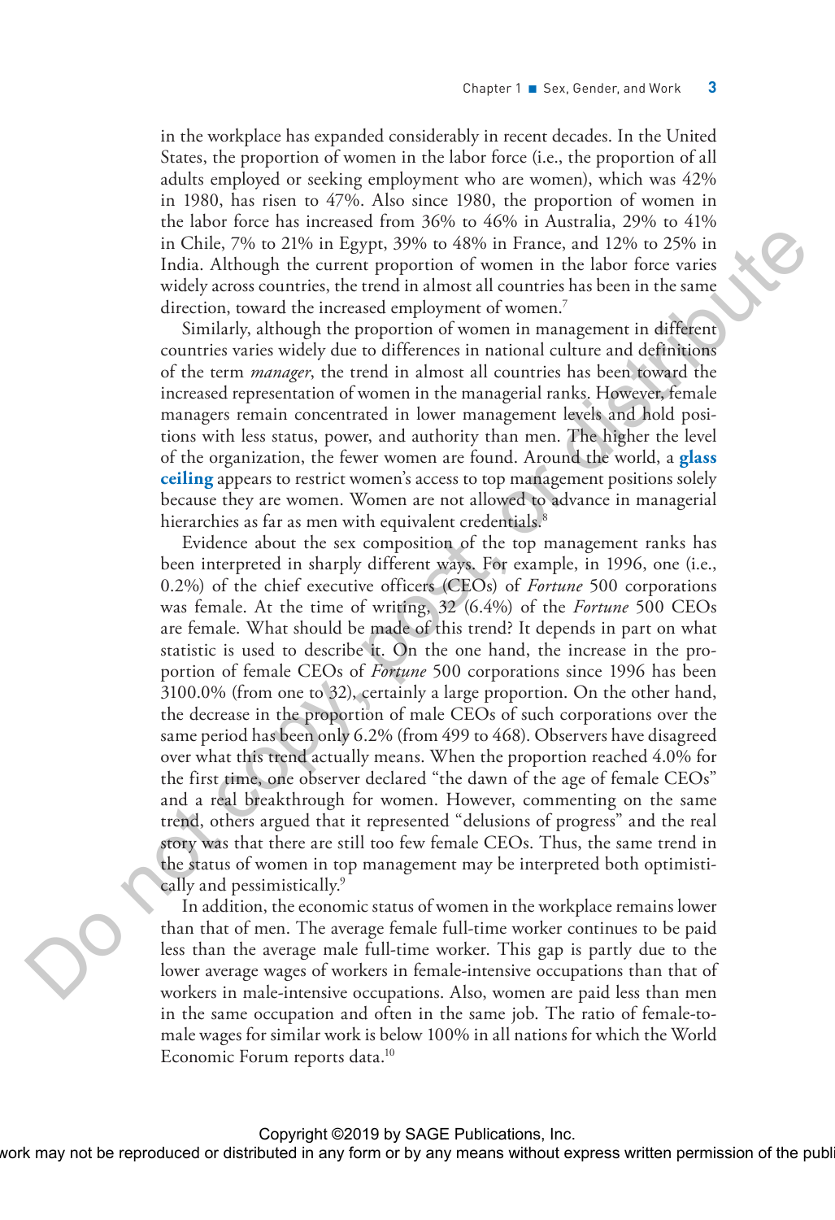in the workplace has expanded considerably in recent decades. In the United States, the proportion of women in the labor force (i.e., the proportion of all adults employed or seeking employment who are women), which was 42% in 1980, has risen to 47%. Also since 1980, the proportion of women in the labor force has increased from 36% to 46% in Australia, 29% to 41% in Chile, 7% to 21% in Egypt, 39% to 48% in France, and 12% to 25% in India. Although the current proportion of women in the labor force varies widely across countries, the trend in almost all countries has been in the same direction, toward the increased employment of women.[7]

Similarly, although the proportion of women in management in different countries varies widely due to differences in national culture and definitions of the term *manager*, the trend in almost all countries has been toward the increased representation of women in the managerial ranks. However, female managers remain concentrated in lower management levels and hold positions with less status, power, and authority than men. The higher the level of the organization, the fewer women are found. Around the world, a **glass ceiling** appears to restrict women's access to top management positions solely because they are women. Women are not allowed to advance in managerial hierarchies as far as men with equivalent credentials.[8]

Evidence about the sex composition of the top management ranks has been interpreted in sharply different ways. For example, in 1996, one (i.e., 0.2%) of the chief executive officers (CEOs) of *Fortune* 500 corporations was female. At the time of writing, 32 (6.4%) of the *Fortune* 500 CEOs are female. What should be made of this trend? It depends in part on what statistic is used to describe it. On the one hand, the increase in the proportion of female CEOs of *Fortune* 500 corporations since 1996 has been 3100.0% (from one to 32), certainly a large proportion. On the other hand, the decrease in the proportion of male CEOs of such corporations over the same period has been only 6.2% (from 499 to 468). Observers have disagreed over what this trend actually means. When the proportion reached 4.0% for the first time, one observer declared "the dawn of the age of female CEOs" and a real breakthrough for women. However, commenting on the same trend, others argued that it represented "delusions of progress" and the real story was that there are still too few female CEOs. Thus, the same trend in the status of women in top management may be interpreted both optimistically and pessimistically.[9]

In addition, the economic status of women in the workplace remains lower than that of men. The average female full-time worker continues to be paid less than the average male full-time worker. This gap is partly due to the lower average wages of workers in female-intensive occupations than that of workers in male-intensive occupations. Also, women are paid less than men in the same occupation and often in the same job. The ratio of female-to-male wages for similar work is below 100% in all nations for which the World Economic Forum reports data.[10]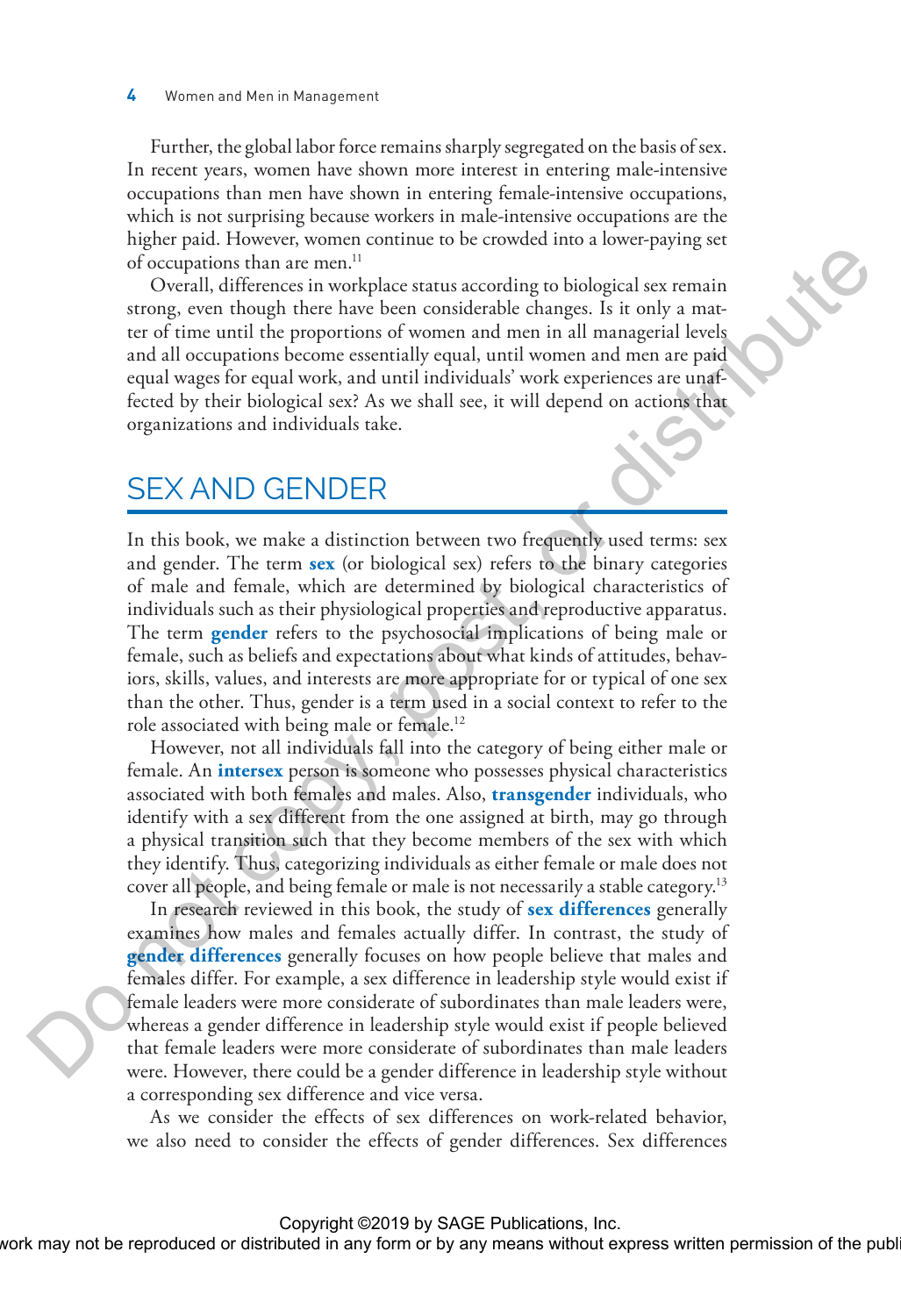Further, the global labor force remains sharply segregated on the basis of sex. In recent years, women have shown more interest in entering male-intensive occupations than men have shown in entering female-intensive occupations, which is not surprising because workers in male-intensive occupations are the higher paid. However, women continue to be crowded into a lower-paying set of occupations than are men.[11]

Overall, differences in workplace status according to biological sex remain strong, even though there have been considerable changes. Is it only a matter of time until the proportions of women and men in all managerial levels and all occupations become essentially equal, until women and men are paid equal wages for equal work, and until individuals' work experiences are unaffected by their biological sex? As we shall see, it will depend on actions that organizations and individuals take.

## SEX AND GENDER

In this book, we make a distinction between two frequently used terms: sex and gender. The term **sex** (or biological sex) refers to the binary categories of male and female, which are determined by biological characteristics of individuals such as their physiological properties and reproductive apparatus. The term **gender** refers to the psychosocial implications of being male or female, such as beliefs and expectations about what kinds of attitudes, behaviors, skills, values, and interests are more appropriate for or typical of one sex than the other. Thus, gender is a term used in a social context to refer to the role associated with being male or female.[12]

However, not all individuals fall into the category of being either male or female. An **intersex** person is someone who possesses physical characteristics associated with both females and males. Also, **transgender** individuals, who identify with a sex different from the one assigned at birth, may go through a physical transition such that they become members of the sex with which they identify. Thus, categorizing individuals as either female or male does not cover all people, and being female or male is not necessarily a stable category.[13]

In research reviewed in this book, the study of **sex differences** generally examines how males and females actually differ. In contrast, the study of **gender differences** generally focuses on how people believe that males and females differ. For example, a sex difference in leadership style would exist if female leaders were more considerate of subordinates than male leaders were, whereas a gender difference in leadership style would exist if people believed that female leaders were more considerate of subordinates than male leaders were. However, there could be a gender difference in leadership style without a corresponding sex difference and vice versa.

As we consider the effects of sex differences on work-related behavior, we also need to consider the effects of gender differences. Sex differences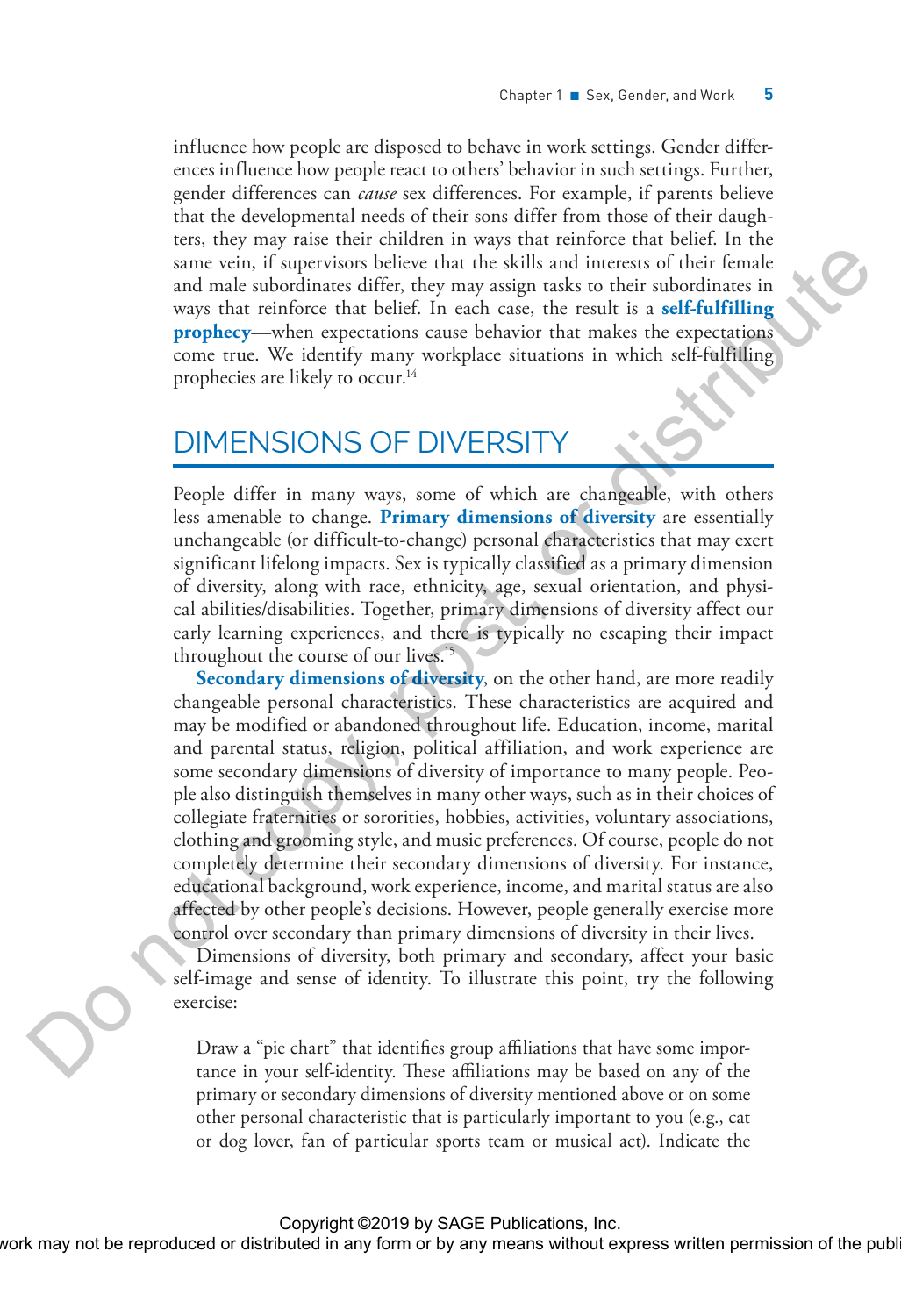influence how people are disposed to behave in work settings. Gender differences influence how people react to others' behavior in such settings. Further, gender differences can *cause* sex differences. For example, if parents believe that the developmental needs of their sons differ from those of their daughters, they may raise their children in ways that reinforce that belief. In the same vein, if supervisors believe that the skills and interests of their female and male subordinates differ, they may assign tasks to their subordinates in ways that reinforce that belief. In each case, the result is a **self-fulfilling prophecy**—when expectations cause behavior that makes the expectations come true. We identify many workplace situations in which self-fulfilling prophecies are likely to occur.[14]

## DIMENSIONS OF DIVERSITY

People differ in many ways, some of which are changeable, with others less amenable to change. **Primary dimensions of diversity** are essentially unchangeable (or difficult-to-change) personal characteristics that may exert significant lifelong impacts. Sex is typically classified as a primary dimension of diversity, along with race, ethnicity, age, sexual orientation, and physical abilities/disabilities. Together, primary dimensions of diversity affect our early learning experiences, and there is typically no escaping their impact throughout the course of our lives.[15]

**Secondary dimensions of diversity**, on the other hand, are more readily changeable personal characteristics. These characteristics are acquired and may be modified or abandoned throughout life. Education, income, marital and parental status, religion, political affiliation, and work experience are some secondary dimensions of diversity of importance to many people. People also distinguish themselves in many other ways, such as in their choices of collegiate fraternities or sororities, hobbies, activities, voluntary associations, clothing and grooming style, and music preferences. Of course, people do not completely determine their secondary dimensions of diversity. For instance, educational background, work experience, income, and marital status are also affected by other people's decisions. However, people generally exercise more control over secondary than primary dimensions of diversity in their lives.

Dimensions of diversity, both primary and secondary, affect your basic self-image and sense of identity. To illustrate this point, try the following exercise:

> Draw a "pie chart" that identifies group affiliations that have some importance in your self-identity. These affiliations may be based on any of the primary or secondary dimensions of diversity mentioned above or on some other personal characteristic that is particularly important to you (e.g., cat or dog lover, fan of particular sports team or musical act). Indicate the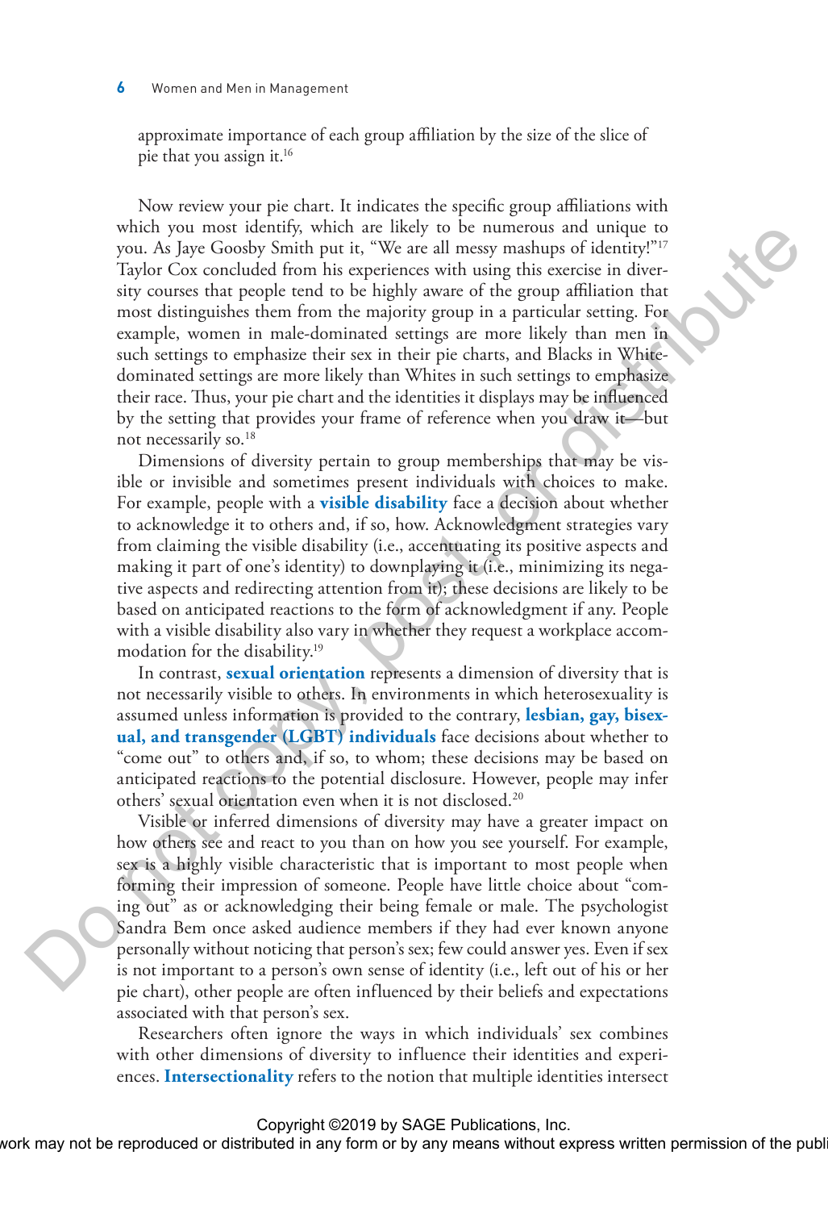approximate importance of each group affiliation by the size of the slice of pie that you assign it.[16]

Now review your pie chart. It indicates the specific group affiliations with which you most identify, which are likely to be numerous and unique to you. As Jaye Goosby Smith put it, "We are all messy mashups of identity!"[17] Taylor Cox concluded from his experiences with using this exercise in diversity courses that people tend to be highly aware of the group affiliation that most distinguishes them from the majority group in a particular setting. For example, women in male-dominated settings are more likely than men in such settings to emphasize their sex in their pie charts, and Blacks in White-dominated settings are more likely than Whites in such settings to emphasize their race. Thus, your pie chart and the identities it displays may be influenced by the setting that provides your frame of reference when you draw it—but not necessarily so.[18]

Dimensions of diversity pertain to group memberships that may be visible or invisible and sometimes present individuals with choices to make. For example, people with a **visible disability** face a decision about whether to acknowledge it to others and, if so, how. Acknowledgment strategies vary from claiming the visible disability (i.e., accentuating its positive aspects and making it part of one's identity) to downplaying it (i.e., minimizing its negative aspects and redirecting attention from it); these decisions are likely to be based on anticipated reactions to the form of acknowledgment if any. People with a visible disability also vary in whether they request a workplace accommodation for the disability.[19]

In contrast, **sexual orientation** represents a dimension of diversity that is not necessarily visible to others. In environments in which heterosexuality is assumed unless information is provided to the contrary, **lesbian, gay, bisexual, and transgender (LGBT) individuals** face decisions about whether to "come out" to others and, if so, to whom; these decisions may be based on anticipated reactions to the potential disclosure. However, people may infer others' sexual orientation even when it is not disclosed.[20]

Visible or inferred dimensions of diversity may have a greater impact on how others see and react to you than on how you see yourself. For example, sex is a highly visible characteristic that is important to most people when forming their impression of someone. People have little choice about "coming out" as or acknowledging their being female or male. The psychologist Sandra Bem once asked audience members if they had ever known anyone personally without noticing that person's sex; few could answer yes. Even if sex is not important to a person's own sense of identity (i.e., left out of his or her pie chart), other people are often influenced by their beliefs and expectations associated with that person's sex.

Researchers often ignore the ways in which individuals' sex combines with other dimensions of diversity to influence their identities and experiences. **Intersectionality** refers to the notion that multiple identities intersect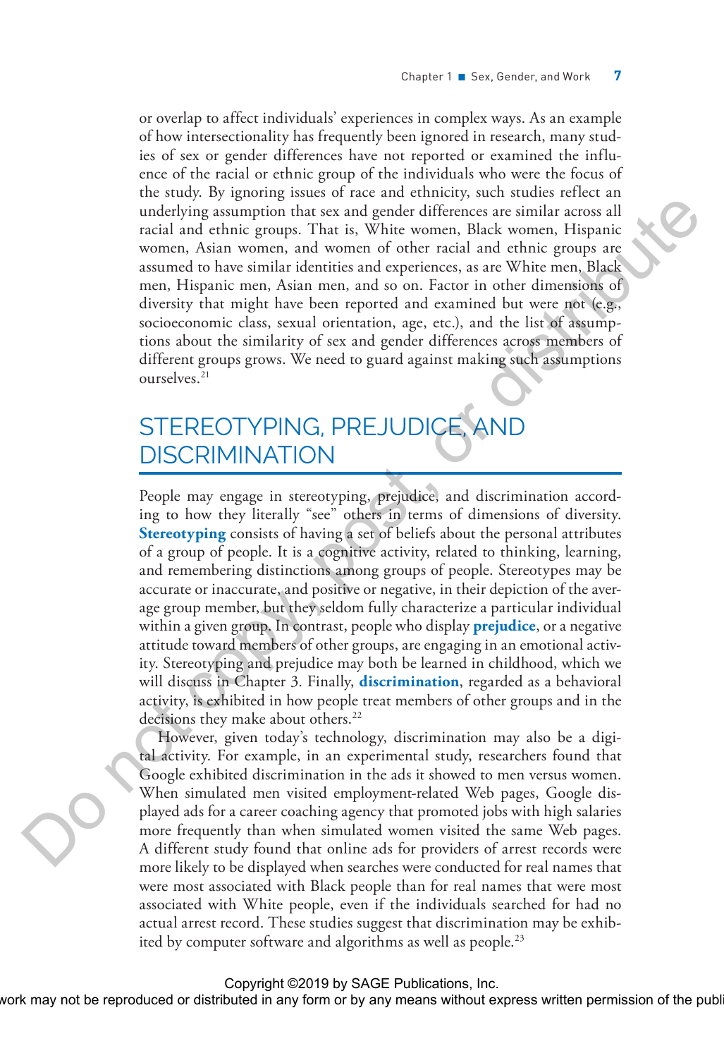or overlap to affect individuals' experiences in complex ways. As an example of how intersectionality has frequently been ignored in research, many studies of sex or gender differences have not reported or examined the influence of the racial or ethnic group of the individuals who were the focus of the study. By ignoring issues of race and ethnicity, such studies reflect an underlying assumption that sex and gender differences are similar across all racial and ethnic groups. That is, White women, Black women, Hispanic women, Asian women, and women of other racial and ethnic groups are assumed to have similar identities and experiences, as are White men, Black men, Hispanic men, Asian men, and so on. Factor in other dimensions of diversity that might have been reported and examined but were not (e.g., socioeconomic class, sexual orientation, age, etc.), and the list of assumptions about the similarity of sex and gender differences across members of different groups grows. We need to guard against making such assumptions ourselves.[21]

## STEREOTYPING, PREJUDICE, AND DISCRIMINATION

People may engage in stereotyping, prejudice, and discrimination according to how they literally "see" others in terms of dimensions of diversity. **Stereotyping** consists of having a set of beliefs about the personal attributes of a group of people. It is a cognitive activity, related to thinking, learning, and remembering distinctions among groups of people. Stereotypes may be accurate or inaccurate, and positive or negative, in their depiction of the average group member, but they seldom fully characterize a particular individual within a given group. In contrast, people who display **prejudice**, or a negative attitude toward members of other groups, are engaging in an emotional activity. Stereotyping and prejudice may both be learned in childhood, which we will discuss in Chapter 3. Finally, **discrimination**, regarded as a behavioral activity, is exhibited in how people treat members of other groups and in the decisions they make about others.[22]

However, given today's technology, discrimination may also be a digital activity. For example, in an experimental study, researchers found that Google exhibited discrimination in the ads it showed to men versus women. When simulated men visited employment-related Web pages, Google displayed ads for a career coaching agency that promoted jobs with high salaries more frequently than when simulated women visited the same Web pages. A different study found that online ads for providers of arrest records were more likely to be displayed when searches were conducted for real names that were most associated with Black people than for real names that were most associated with White people, even if the individuals searched for had no actual arrest record. These studies suggest that discrimination may be exhibited by computer software and algorithms as well as people.[23]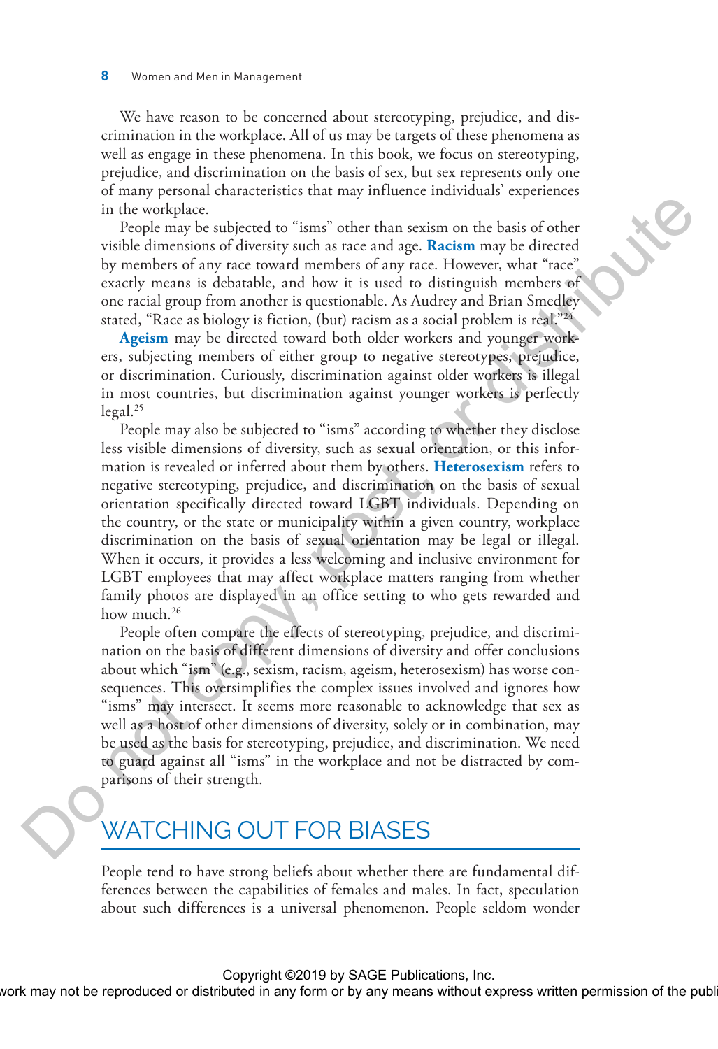We have reason to be concerned about stereotyping, prejudice, and discrimination in the workplace. All of us may be targets of these phenomena as well as engage in these phenomena. In this book, we focus on stereotyping, prejudice, and discrimination on the basis of sex, but sex represents only one of many personal characteristics that may influence individuals' experiences in the workplace.

People may be subjected to "isms" other than sexism on the basis of other visible dimensions of diversity such as race and age. **Racism** may be directed by members of any race toward members of any race. However, what "race" exactly means is debatable, and how it is used to distinguish members of one racial group from another is questionable. As Audrey and Brian Smedley stated, "Race as biology is fiction, (but) racism as a social problem is real."[24]

**Ageism** may be directed toward both older workers and younger workers, subjecting members of either group to negative stereotypes, prejudice, or discrimination. Curiously, discrimination against older workers is illegal in most countries, but discrimination against younger workers is perfectly legal.[25]

People may also be subjected to "isms" according to whether they disclose less visible dimensions of diversity, such as sexual orientation, or this information is revealed or inferred about them by others. **Heterosexism** refers to negative stereotyping, prejudice, and discrimination on the basis of sexual orientation specifically directed toward LGBT individuals. Depending on the country, or the state or municipality within a given country, workplace discrimination on the basis of sexual orientation may be legal or illegal. When it occurs, it provides a less welcoming and inclusive environment for LGBT employees that may affect workplace matters ranging from whether family photos are displayed in an office setting to who gets rewarded and how much.[26]

People often compare the effects of stereotyping, prejudice, and discrimination on the basis of different dimensions of diversity and offer conclusions about which "ism" (e.g., sexism, racism, ageism, heterosexism) has worse consequences. This oversimplifies the complex issues involved and ignores how "isms" may intersect. It seems more reasonable to acknowledge that sex as well as a host of other dimensions of diversity, solely or in combination, may be used as the basis for stereotyping, prejudice, and discrimination. We need to guard against all "isms" in the workplace and not be distracted by comparisons of their strength.

## WATCHING OUT FOR BIASES

People tend to have strong beliefs about whether there are fundamental differences between the capabilities of females and males. In fact, speculation about such differences is a universal phenomenon. People seldom wonder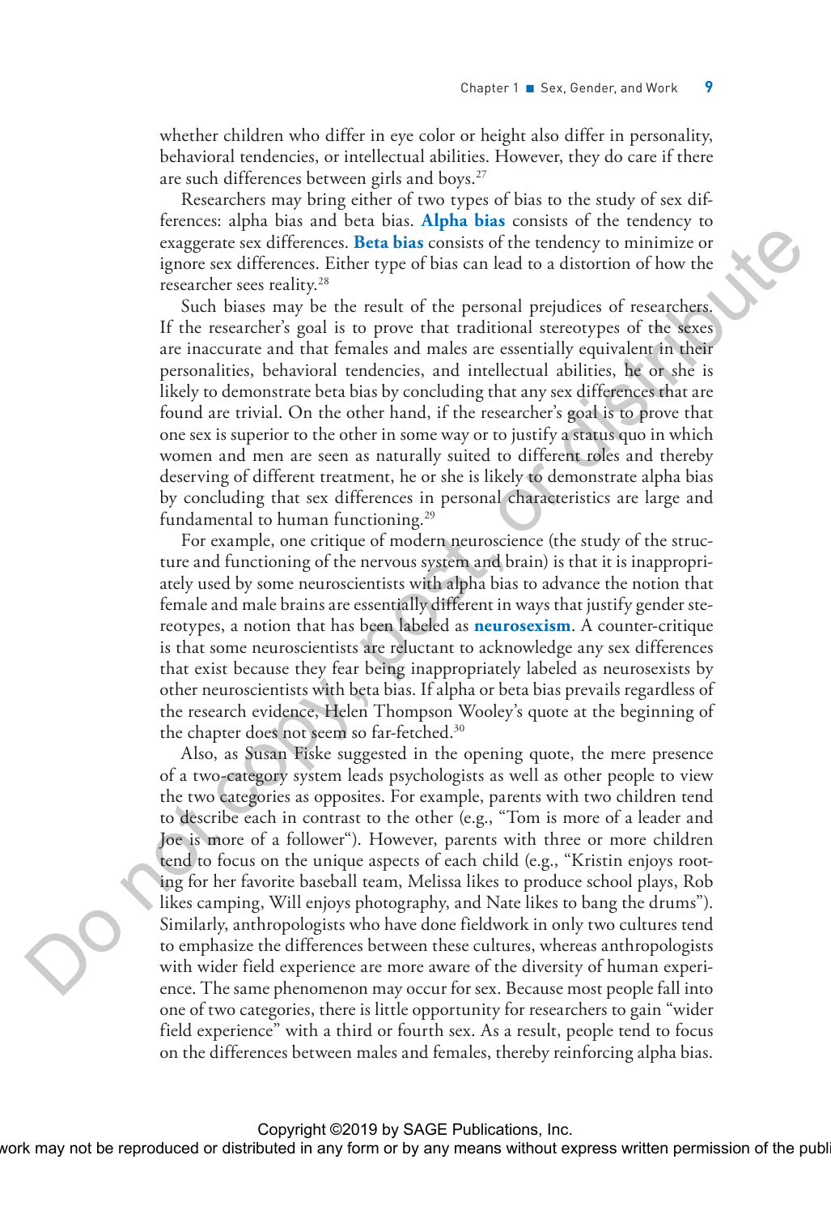whether children who differ in eye color or height also differ in personality, behavioral tendencies, or intellectual abilities. However, they do care if there are such differences between girls and boys.[27]

Researchers may bring either of two types of bias to the study of sex differences: alpha bias and beta bias. **Alpha bias** consists of the tendency to exaggerate sex differences. **Beta bias** consists of the tendency to minimize or ignore sex differences. Either type of bias can lead to a distortion of how the researcher sees reality.[28]

Such biases may be the result of the personal prejudices of researchers. If the researcher's goal is to prove that traditional stereotypes of the sexes are inaccurate and that females and males are essentially equivalent in their personalities, behavioral tendencies, and intellectual abilities, he or she is likely to demonstrate beta bias by concluding that any sex differences that are found are trivial. On the other hand, if the researcher's goal is to prove that one sex is superior to the other in some way or to justify a status quo in which women and men are seen as naturally suited to different roles and thereby deserving of different treatment, he or she is likely to demonstrate alpha bias by concluding that sex differences in personal characteristics are large and fundamental to human functioning.[29]

For example, one critique of modern neuroscience (the study of the structure and functioning of the nervous system and brain) is that it is inappropriately used by some neuroscientists with alpha bias to advance the notion that female and male brains are essentially different in ways that justify gender stereotypes, a notion that has been labeled as **neurosexism**. A counter-critique is that some neuroscientists are reluctant to acknowledge any sex differences that exist because they fear being inappropriately labeled as neurosexists by other neuroscientists with beta bias. If alpha or beta bias prevails regardless of the research evidence, Helen Thompson Wooley's quote at the beginning of the chapter does not seem so far-fetched.[30]

Also, as Susan Fiske suggested in the opening quote, the mere presence of a two-category system leads psychologists as well as other people to view the two categories as opposites. For example, parents with two children tend to describe each in contrast to the other (e.g., "Tom is more of a leader and Joe is more of a follower"). However, parents with three or more children tend to focus on the unique aspects of each child (e.g., "Kristin enjoys rooting for her favorite baseball team, Melissa likes to produce school plays, Rob likes camping, Will enjoys photography, and Nate likes to bang the drums"). Similarly, anthropologists who have done fieldwork in only two cultures tend to emphasize the differences between these cultures, whereas anthropologists with wider field experience are more aware of the diversity of human experience. The same phenomenon may occur for sex. Because most people fall into one of two categories, there is little opportunity for researchers to gain "wider field experience" with a third or fourth sex. As a result, people tend to focus on the differences between males and females, thereby reinforcing alpha bias.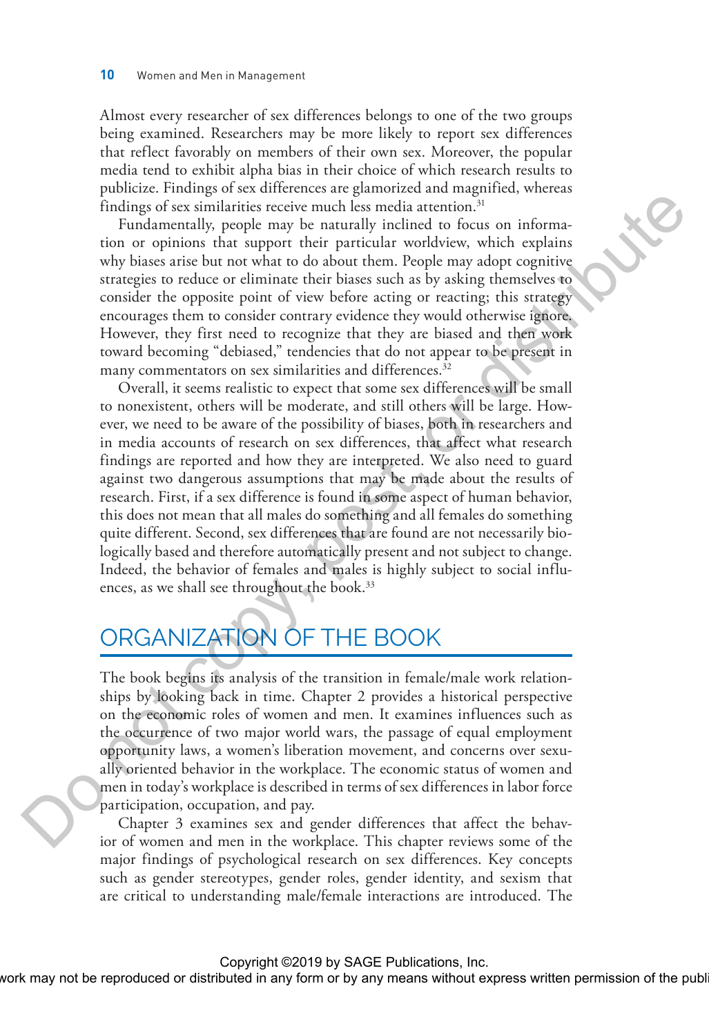Almost every researcher of sex differences belongs to one of the two groups being examined. Researchers may be more likely to report sex differences that reflect favorably on members of their own sex. Moreover, the popular media tend to exhibit alpha bias in their choice of which research results to publicize. Findings of sex differences are glamorized and magnified, whereas findings of sex similarities receive much less media attention.[31]

Fundamentally, people may be naturally inclined to focus on information or opinions that support their particular worldview, which explains why biases arise but not what to do about them. People may adopt cognitive strategies to reduce or eliminate their biases such as by asking themselves to consider the opposite point of view before acting or reacting; this strategy encourages them to consider contrary evidence they would otherwise ignore. However, they first need to recognize that they are biased and then work toward becoming "debiased," tendencies that do not appear to be present in many commentators on sex similarities and differences.[32]

Overall, it seems realistic to expect that some sex differences will be small to nonexistent, others will be moderate, and still others will be large. However, we need to be aware of the possibility of biases, both in researchers and in media accounts of research on sex differences, that affect what research findings are reported and how they are interpreted. We also need to guard against two dangerous assumptions that may be made about the results of research. First, if a sex difference is found in some aspect of human behavior, this does not mean that all males do something and all females do something quite different. Second, sex differences that are found are not necessarily biologically based and therefore automatically present and not subject to change. Indeed, the behavior of females and males is highly subject to social influences, as we shall see throughout the book.[33]

## ORGANIZATION OF THE BOOK

The book begins its analysis of the transition in female/male work relationships by looking back in time. Chapter 2 provides a historical perspective on the economic roles of women and men. It examines influences such as the occurrence of two major world wars, the passage of equal employment opportunity laws, a women's liberation movement, and concerns over sexually oriented behavior in the workplace. The economic status of women and men in today's workplace is described in terms of sex differences in labor force participation, occupation, and pay.

Chapter 3 examines sex and gender differences that affect the behavior of women and men in the workplace. This chapter reviews some of the major findings of psychological research on sex differences. Key concepts such as gender stereotypes, gender roles, gender identity, and sexism that are critical to understanding male/female interactions are introduced. The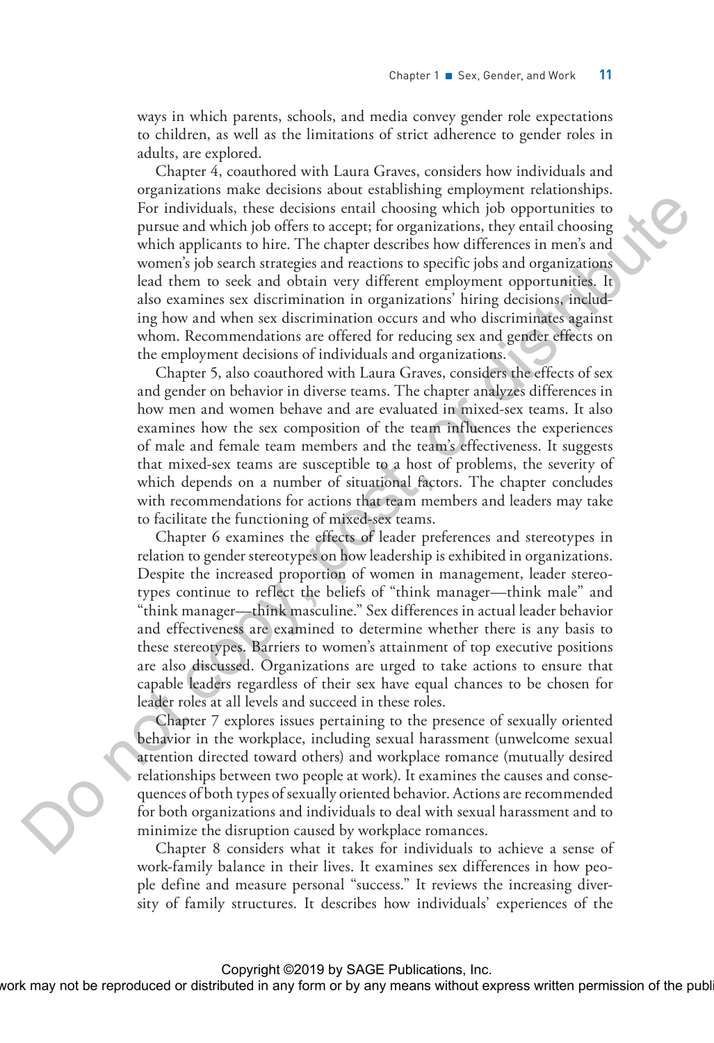ways in which parents, schools, and media convey gender role expectations to children, as well as the limitations of strict adherence to gender roles in adults, are explored.

Chapter 4, coauthored with Laura Graves, considers how individuals and organizations make decisions about establishing employment relationships. For individuals, these decisions entail choosing which job opportunities to pursue and which job offers to accept; for organizations, they entail choosing which applicants to hire. The chapter describes how differences in men's and women's job search strategies and reactions to specific jobs and organizations lead them to seek and obtain very different employment opportunities. It also examines sex discrimination in organizations' hiring decisions, including how and when sex discrimination occurs and who discriminates against whom. Recommendations are offered for reducing sex and gender effects on the employment decisions of individuals and organizations.

Chapter 5, also coauthored with Laura Graves, considers the effects of sex and gender on behavior in diverse teams. The chapter analyzes differences in how men and women behave and are evaluated in mixed-sex teams. It also examines how the sex composition of the team influences the experiences of male and female team members and the team's effectiveness. It suggests that mixed-sex teams are susceptible to a host of problems, the severity of which depends on a number of situational factors. The chapter concludes with recommendations for actions that team members and leaders may take to facilitate the functioning of mixed-sex teams.

Chapter 6 examines the effects of leader preferences and stereotypes in relation to gender stereotypes on how leadership is exhibited in organizations. Despite the increased proportion of women in management, leader stereotypes continue to reflect the beliefs of "think manager—think male" and "think manager—think masculine." Sex differences in actual leader behavior and effectiveness are examined to determine whether there is any basis to these stereotypes. Barriers to women's attainment of top executive positions are also discussed. Organizations are urged to take actions to ensure that capable leaders regardless of their sex have equal chances to be chosen for leader roles at all levels and succeed in these roles.

Chapter 7 explores issues pertaining to the presence of sexually oriented behavior in the workplace, including sexual harassment (unwelcome sexual attention directed toward others) and workplace romance (mutually desired relationships between two people at work). It examines the causes and consequences of both types of sexually oriented behavior. Actions are recommended for both organizations and individuals to deal with sexual harassment and to minimize the disruption caused by workplace romances.

Chapter 8 considers what it takes for individuals to achieve a sense of work-family balance in their lives. It examines sex differences in how people define and measure personal "success." It reviews the increasing diversity of family structures. It describes how individuals' experiences of the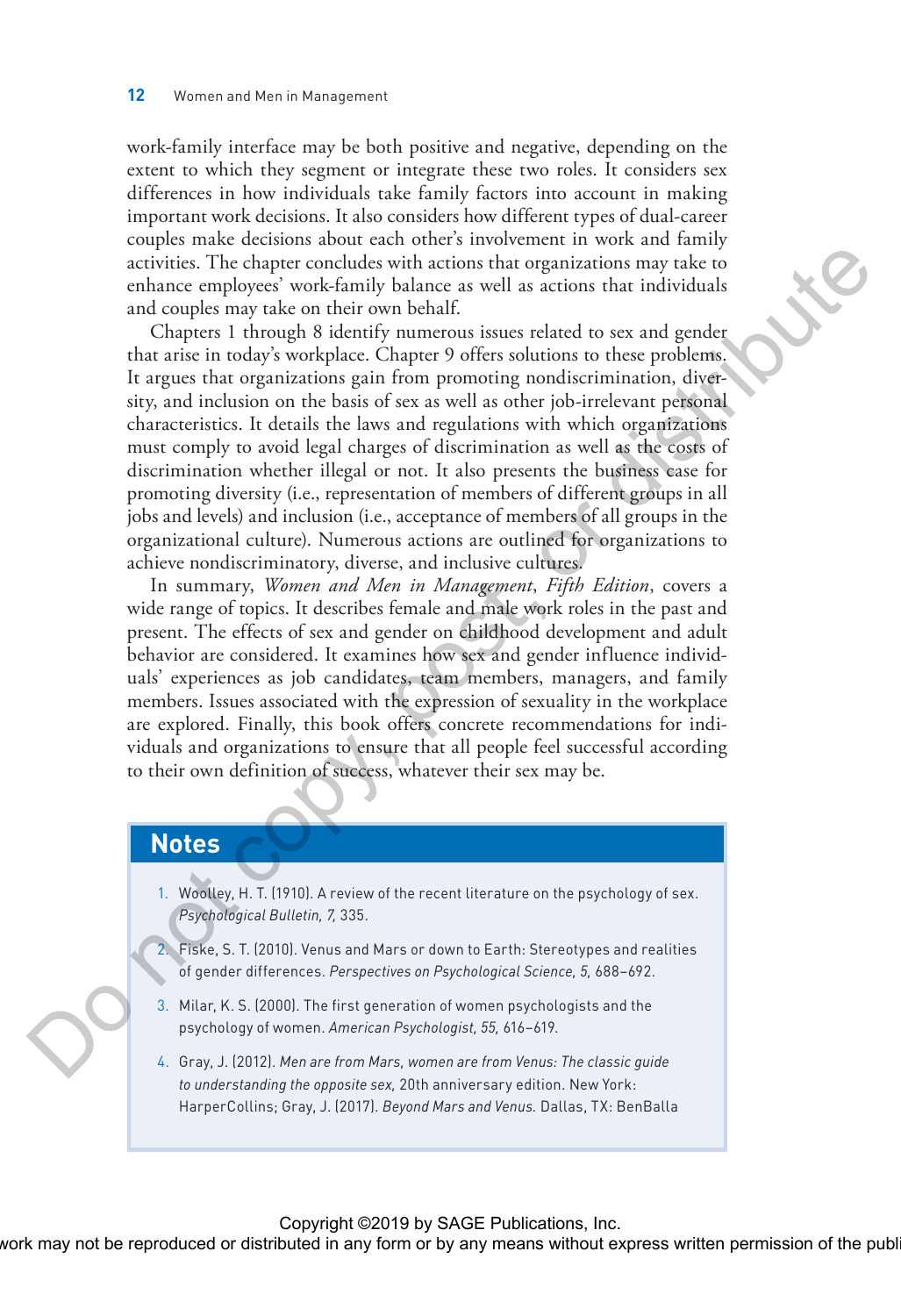work-family interface may be both positive and negative, depending on the extent to which they segment or integrate these two roles. It considers sex differences in how individuals take family factors into account in making important work decisions. It also considers how different types of dual-career couples make decisions about each other's involvement in work and family activities. The chapter concludes with actions that organizations may take to enhance employees' work-family balance as well as actions that individuals and couples may take on their own behalf.

Chapters 1 through 8 identify numerous issues related to sex and gender that arise in today's workplace. Chapter 9 offers solutions to these problems. It argues that organizations gain from promoting nondiscrimination, diversity, and inclusion on the basis of sex as well as other job-irrelevant personal characteristics. It details the laws and regulations with which organizations must comply to avoid legal charges of discrimination as well as the costs of discrimination whether illegal or not. It also presents the business case for promoting diversity (i.e., representation of members of different groups in all jobs and levels) and inclusion (i.e., acceptance of members of all groups in the organizational culture). Numerous actions are outlined for organizations to achieve nondiscriminatory, diverse, and inclusive cultures.

In summary, *Women and Men in Management*, *Fifth Edition*, covers a wide range of topics. It describes female and male work roles in the past and present. The effects of sex and gender on childhood development and adult behavior are considered. It examines how sex and gender influence individuals' experiences as job candidates, team members, managers, and family members. Issues associated with the expression of sexuality in the workplace are explored. Finally, this book offers concrete recommendations for individuals and organizations to ensure that all people feel successful according to their own definition of success, whatever their sex may be.

## Notes

1. Woolley, H. T. (1910). A review of the recent literature on the psychology of sex. *Psychological Bulletin, 7,* 335.
2. Fiske, S. T. (2010). Venus and Mars or down to Earth: Stereotypes and realities of gender differences. *Perspectives on Psychological Science, 5,* 688–692.
3. Milar, K. S. (2000). The first generation of women psychologists and the psychology of women. *American Psychologist, 55,* 616–619.
4. Gray, J. (2012). *Men are from Mars, women are from Venus: The classic guide to understanding the opposite sex,* 20th anniversary edition. New York: HarperCollins; Gray, J. (2017). *Beyond Mars and Venus.* Dallas, TX: BenBalla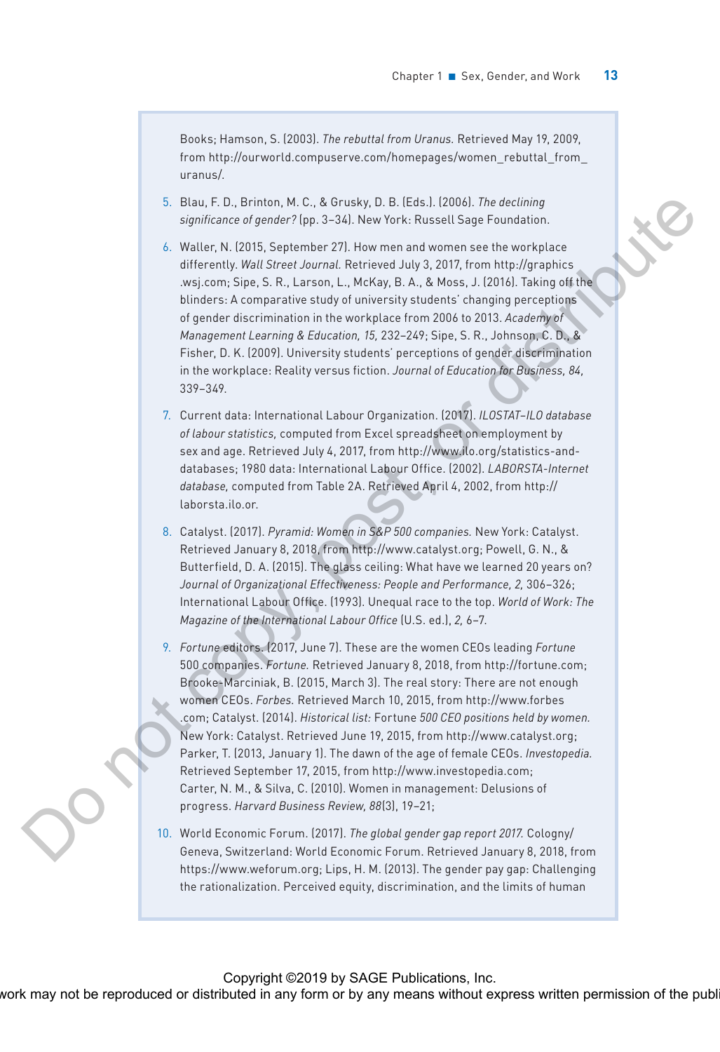Books; Hamson, S. (2003). *The rebuttal from Uranus.* Retrieved May 19, 2009, from http://ourworld.compuserve.com/homepages/women_rebuttal_from_uranus/.

5. Blau, F. D., Brinton, M. C., & Grusky, D. B. (Eds.). (2006). *The declining significance of gender?* (pp. 3–34). New York: Russell Sage Foundation.

6. Waller, N. (2015, September 27). How men and women see the workplace differently. *Wall Street Journal.* Retrieved July 3, 2017, from http://graphics.wsj.com; Sipe, S. R., Larson, L., McKay, B. A., & Moss, J. (2016). Taking off the blinders: A comparative study of university students' changing perceptions of gender discrimination in the workplace from 2006 to 2013. *Academy of Management Learning & Education, 15,* 232–249; Sipe, S. R., Johnson, C. D., & Fisher, D. K. (2009). University students' perceptions of gender discrimination in the workplace: Reality versus fiction. *Journal of Education for Business, 84,* 339–349.

7. Current data: International Labour Organization. (2017). *ILOSTAT–ILO database of labour statistics,* computed from Excel spreadsheet on employment by sex and age. Retrieved July 4, 2017, from http://www.ilo.org/statistics-and-databases; 1980 data: International Labour Office. (2002). *LABORSTA-Internet database,* computed from Table 2A. Retrieved April 4, 2002, from http://laborsta.ilo.or.

8. Catalyst. (2017). *Pyramid: Women in S&P 500 companies.* New York: Catalyst. Retrieved January 8, 2018, from http://www.catalyst.org; Powell, G. N., & Butterfield, D. A. (2015). The glass ceiling: What have we learned 20 years on? *Journal of Organizational Effectiveness: People and Performance, 2,* 306–326; International Labour Office. (1993). Unequal race to the top. *World of Work: The Magazine of the International Labour Office* (U.S. ed.), *2,* 6–7.

9. *Fortune* editors. (2017, June 7). These are the women CEOs leading *Fortune* 500 companies. *Fortune.* Retrieved January 8, 2018, from http://fortune.com; Brooke-Marciniak, B. (2015, March 3). The real story: There are not enough women CEOs. *Forbes.* Retrieved March 10, 2015, from http://www.forbes.com; Catalyst. (2014). *Historical list:* Fortune *500 CEO positions held by women.* New York: Catalyst. Retrieved June 19, 2015, from http://www.catalyst.org; Parker, T. (2013, January 1). The dawn of the age of female CEOs. *Investopedia.* Retrieved September 17, 2015, from http://www.investopedia.com; Carter, N. M., & Silva, C. (2010). Women in management: Delusions of progress. *Harvard Business Review, 88*(3), 19–21;

10. World Economic Forum. (2017). *The global gender gap report 2017.* Cologny/Geneva, Switzerland: World Economic Forum. Retrieved January 8, 2018, from https://www.weforum.org; Lips, H. M. (2013). The gender pay gap: Challenging the rationalization. Perceived equity, discrimination, and the limits of human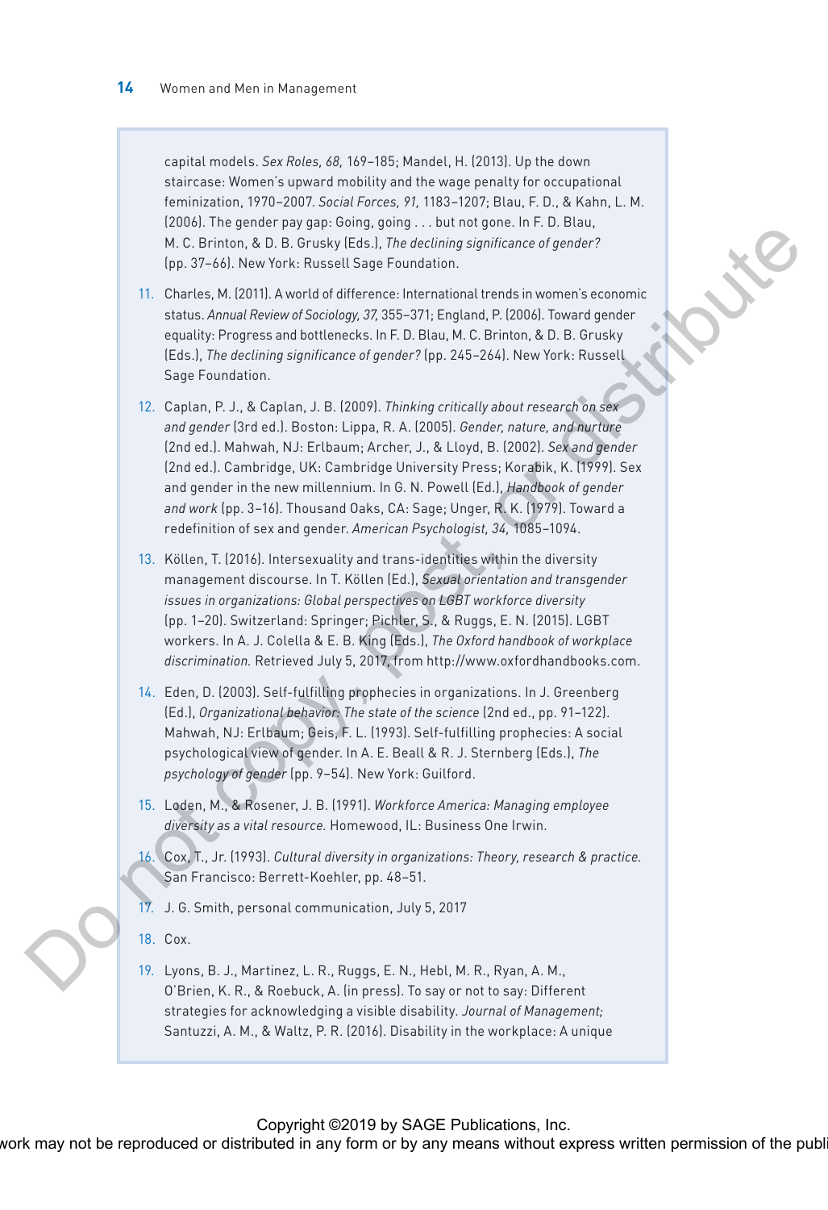capital models. *Sex Roles, 68,* 169–185; Mandel, H. (2013). Up the down staircase: Women's upward mobility and the wage penalty for occupational feminization, 1970–2007. *Social Forces, 91,* 1183–1207; Blau, F. D., & Kahn, L. M. (2006). The gender pay gap: Going, going . . . but not gone. In F. D. Blau, M. C. Brinton, & D. B. Grusky (Eds.), *The declining significance of gender?* (pp. 37–66). New York: Russell Sage Foundation.

11. Charles, M. (2011). A world of difference: International trends in women's economic status. *Annual Review of Sociology, 37,* 355–371; England, P. (2006). Toward gender equality: Progress and bottlenecks. In F. D. Blau, M. C. Brinton, & D. B. Grusky (Eds.), *The declining significance of gender?* (pp. 245–264). New York: Russell Sage Foundation.

12. Caplan, P. J., & Caplan, J. B. (2009). *Thinking critically about research on sex and gender* (3rd ed.). Boston: Lippa, R. A. (2005). *Gender, nature, and nurture* (2nd ed.). Mahwah, NJ: Erlbaum; Archer, J., & Lloyd, B. (2002). *Sex and gender* (2nd ed.). Cambridge, UK: Cambridge University Press; Korabik, K. (1999). Sex and gender in the new millennium. In G. N. Powell (Ed.), *Handbook of gender and work* (pp. 3–16). Thousand Oaks, CA: Sage; Unger, R. K. (1979). Toward a redefinition of sex and gender. *American Psychologist, 34,* 1085–1094.

13. Köllen, T. (2016). Intersexuality and trans-identities within the diversity management discourse. In T. Köllen (Ed.), *Sexual orientation and transgender issues in organizations: Global perspectives on LGBT workforce diversity* (pp. 1–20). Switzerland: Springer; Pichler, S., & Ruggs, E. N. (2015). LGBT workers. In A. J. Colella & E. B. King (Eds.), *The Oxford handbook of workplace discrimination.* Retrieved July 5, 2017, from http://www.oxfordhandbooks.com.

14. Eden, D. (2003). Self-fulfilling prophecies in organizations. In J. Greenberg (Ed.), *Organizational behavior: The state of the science* (2nd ed., pp. 91–122). Mahwah, NJ: Erlbaum; Geis, F. L. (1993). Self-fulfilling prophecies: A social psychological view of gender. In A. E. Beall & R. J. Sternberg (Eds.), *The psychology of gender* (pp. 9–54). New York: Guilford.

15. Loden, M., & Rosener, J. B. (1991). *Workforce America: Managing employee diversity as a vital resource.* Homewood, IL: Business One Irwin.

16. Cox, T., Jr. (1993). *Cultural diversity in organizations: Theory, research & practice.* San Francisco: Berrett-Koehler, pp. 48–51.

17. J. G. Smith, personal communication, July 5, 2017

18. Cox.

19. Lyons, B. J., Martinez, L. R., Ruggs, E. N., Hebl, M. R., Ryan, A. M., O'Brien, K. R., & Roebuck, A. (in press). To say or not to say: Different strategies for acknowledging a visible disability. *Journal of Management;* Santuzzi, A. M., & Waltz, P. R. (2016). Disability in the workplace: A unique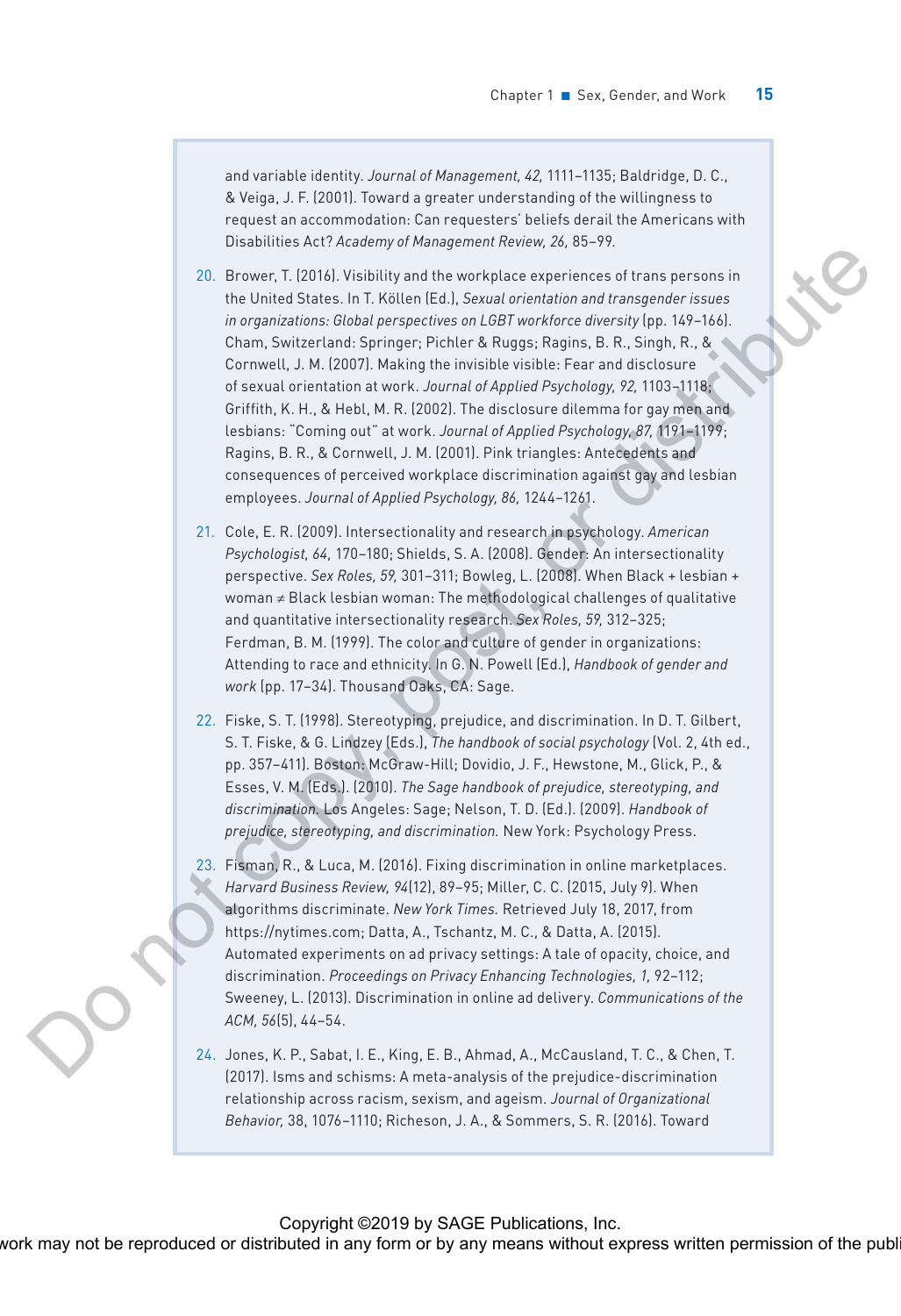and variable identity. *Journal of Management, 42,* 1111–1135; Baldridge, D. C., & Veiga, J. F. (2001). Toward a greater understanding of the willingness to request an accommodation: Can requesters' beliefs derail the Americans with Disabilities Act? *Academy of Management Review, 26,* 85–99.

20. Brower, T. (2016). Visibility and the workplace experiences of trans persons in the United States. In T. Köllen (Ed.), *Sexual orientation and transgender issues in organizations: Global perspectives on LGBT workforce diversity* (pp. 149–166). Cham, Switzerland: Springer; Pichler & Ruggs; Ragins, B. R., Singh, R., & Cornwell, J. M. (2007). Making the invisible visible: Fear and disclosure of sexual orientation at work. *Journal of Applied Psychology, 92,* 1103–1118; Griffith, K. H., & Hebl, M. R. (2002). The disclosure dilemma for gay men and lesbians: "Coming out" at work. *Journal of Applied Psychology, 87,* 1191–1199; Ragins, B. R., & Cornwell, J. M. (2001). Pink triangles: Antecedents and consequences of perceived workplace discrimination against gay and lesbian employees. *Journal of Applied Psychology, 86,* 1244–1261.

21. Cole, E. R. (2009). Intersectionality and research in psychology. *American Psychologist, 64,* 170–180; Shields, S. A. (2008). Gender: An intersectionality perspective. *Sex Roles, 59,* 301–311; Bowleg, L. (2008). When Black + lesbian + woman ≠ Black lesbian woman: The methodological challenges of qualitative and quantitative intersectionality research. *Sex Roles, 59,* 312–325; Ferdman, B. M. (1999). The color and culture of gender in organizations: Attending to race and ethnicity. In G. N. Powell (Ed.), *Handbook of gender and work* (pp. 17–34). Thousand Oaks, CA: Sage.

22. Fiske, S. T. (1998). Stereotyping, prejudice, and discrimination. In D. T. Gilbert, S. T. Fiske, & G. Lindzey (Eds.), *The handbook of social psychology* (Vol. 2, 4th ed., pp. 357–411). Boston: McGraw-Hill; Dovidio, J. F., Hewstone, M., Glick, P., & Esses, V. M. (Eds.). (2010). *The Sage handbook of prejudice, stereotyping, and discrimination.* Los Angeles: Sage; Nelson, T. D. (Ed.). (2009). *Handbook of prejudice, stereotyping, and discrimination.* New York: Psychology Press.

23. Fisman, R., & Luca, M. (2016). Fixing discrimination in online marketplaces. *Harvard Business Review, 94*(12), 89–95; Miller, C. C. (2015, July 9). When algorithms discriminate. *New York Times.* Retrieved July 18, 2017, from https://nytimes.com; Datta, A., Tschantz, M. C., & Datta, A. (2015). Automated experiments on ad privacy settings: A tale of opacity, choice, and discrimination. *Proceedings on Privacy Enhancing Technologies, 1,* 92–112; Sweeney, L. (2013). Discrimination in online ad delivery. *Communications of the ACM, 56*(5), 44–54.

24. Jones, K. P., Sabat, I. E., King, E. B., Ahmad, A., McCausland, T. C., & Chen, T. (2017). Isms and schisms: A meta-analysis of the prejudice-discrimination relationship across racism, sexism, and ageism. *Journal of Organizational Behavior,* 38, 1076–1110; Richeson, J. A., & Sommers, S. R. (2016). Toward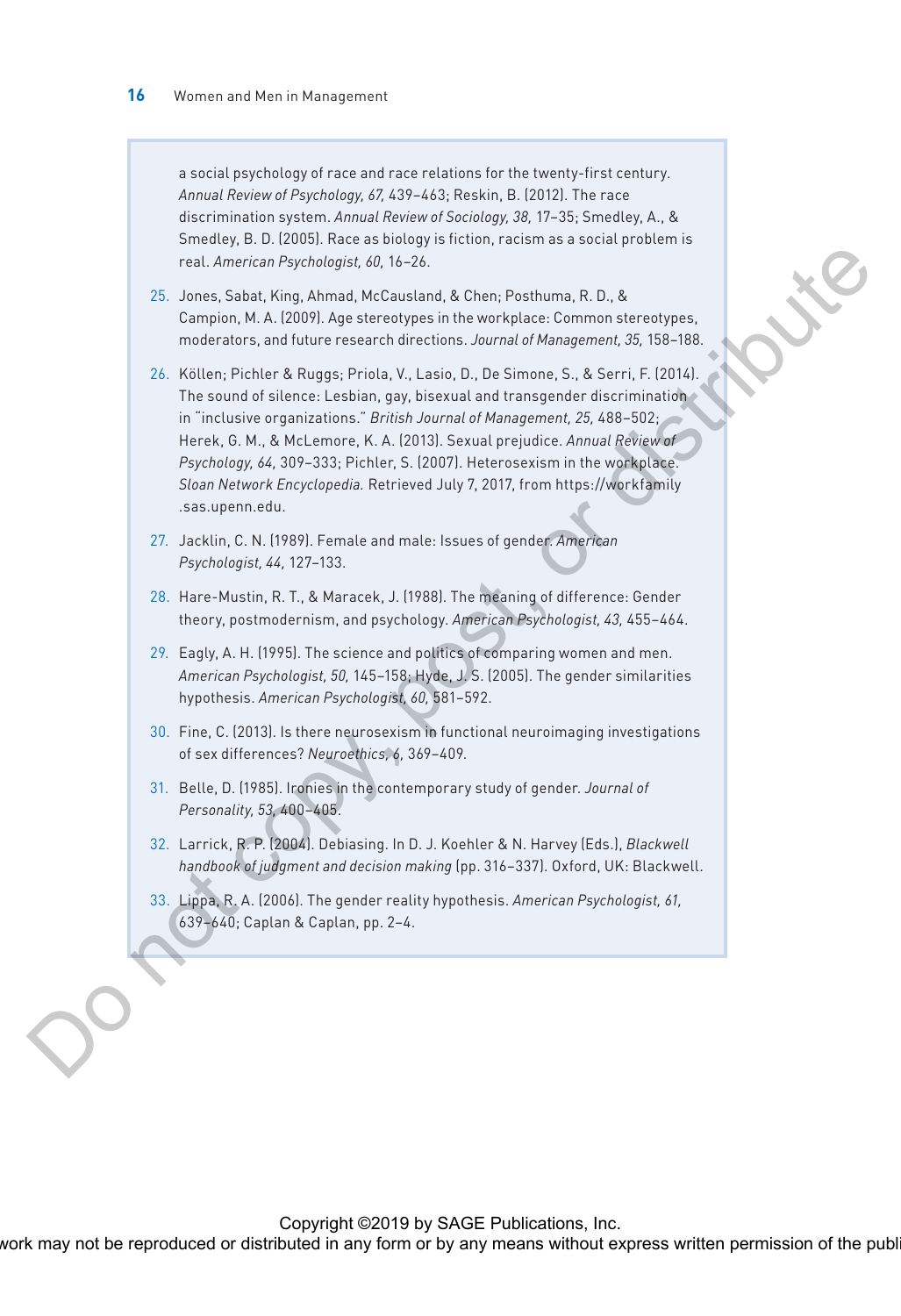a social psychology of race and race relations for the twenty-first century. *Annual Review of Psychology, 67,* 439–463; Reskin, B. (2012). The race discrimination system. *Annual Review of Sociology, 38,* 17–35; Smedley, A., & Smedley, B. D. (2005). Race as biology is fiction, racism as a social problem is real. *American Psychologist, 60,* 16–26.

25. Jones, Sabat, King, Ahmad, McCausland, & Chen; Posthuma, R. D., & Campion, M. A. (2009). Age stereotypes in the workplace: Common stereotypes, moderators, and future research directions. *Journal of Management, 35,* 158–188.

26. Köllen; Pichler & Ruggs; Priola, V., Lasio, D., De Simone, S., & Serri, F. (2014). The sound of silence: Lesbian, gay, bisexual and transgender discrimination in "inclusive organizations." *British Journal of Management, 25,* 488–502; Herek, G. M., & McLemore, K. A. (2013). Sexual prejudice. *Annual Review of Psychology, 64,* 309–333; Pichler, S. (2007). Heterosexism in the workplace. *Sloan Network Encyclopedia.* Retrieved July 7, 2017, from https://workfamily.sas.upenn.edu.

27. Jacklin, C. N. (1989). Female and male: Issues of gender. *American Psychologist, 44,* 127–133.

28. Hare-Mustin, R. T., & Maracek, J. (1988). The meaning of difference: Gender theory, postmodernism, and psychology. *American Psychologist, 43,* 455–464.

29. Eagly, A. H. (1995). The science and politics of comparing women and men. *American Psychologist, 50,* 145–158; Hyde, J. S. (2005). The gender similarities hypothesis. *American Psychologist, 60,* 581–592.

30. Fine, C. (2013). Is there neurosexism in functional neuroimaging investigations of sex differences? *Neuroethics, 6,* 369–409.

31. Belle, D. (1985). Ironies in the contemporary study of gender. *Journal of Personality, 53,* 400–405.

32. Larrick, R. P. (2004). Debiasing. In D. J. Koehler & N. Harvey (Eds.), *Blackwell handbook of judgment and decision making* (pp. 316–337). Oxford, UK: Blackwell.

33. Lippa, R. A. (2006). The gender reality hypothesis. *American Psychologist, 61,* 639–640; Caplan & Caplan, pp. 2–4.